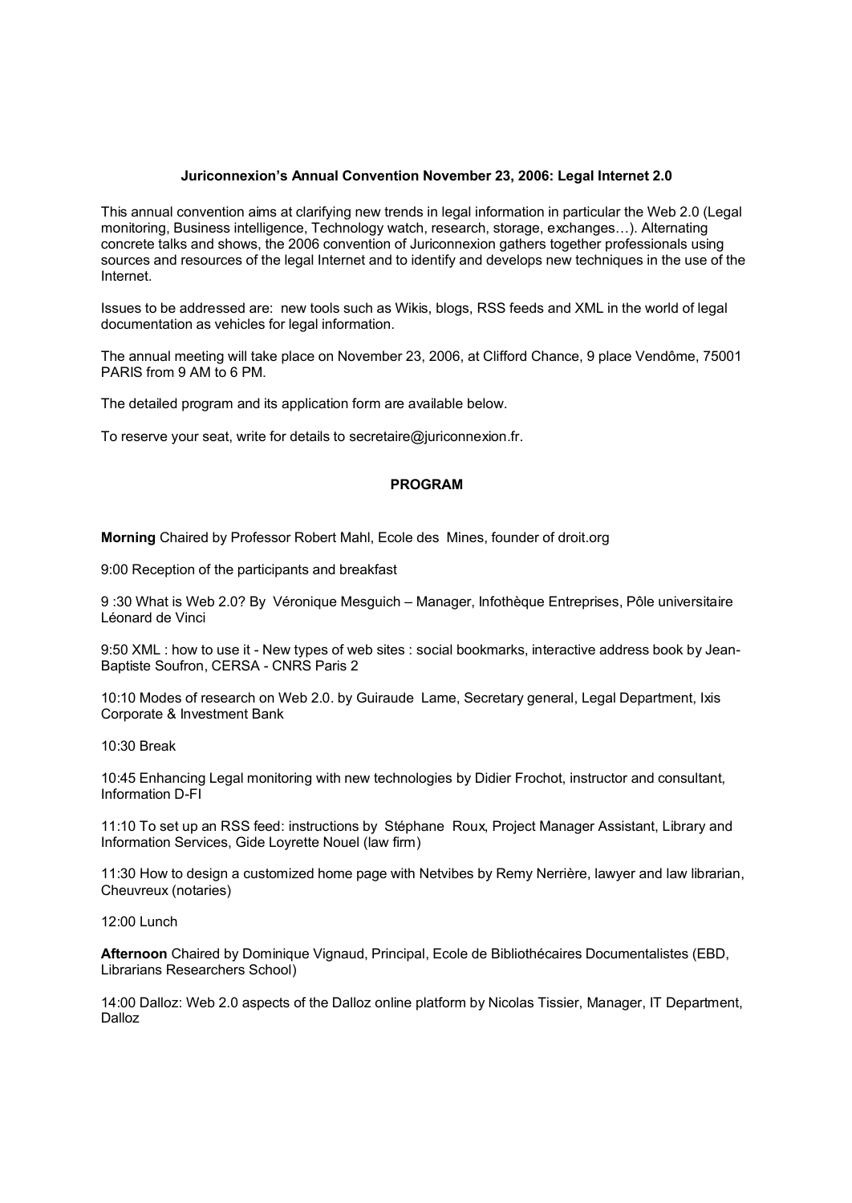**Juriconnexion's Annual Convention November 23, 2006: Legal Internet 2.0**

This annual convention aims at clarifying new trends in legal information in particular the Web 2.0 (Legal monitoring, Business intelligence, Technology watch, research, storage, exchanges…). Alternating concrete talks and shows, the 2006 convention of Juriconnexion gathers together professionals using sources and resources of the legal Internet and to identify and develops new techniques in the use of the Internet.

Issues to be addressed are: new tools such as Wikis, blogs, RSS feeds and XML in the world of legal documentation as vehicles for legal information.

The annual meeting will take place on November 23, 2006, at Clifford Chance, 9 place Vendôme, 75001 PARIS from 9 AM to 6 PM.

The detailed program and its application form are available below.

To reserve your seat, write for details to secretaire@juriconnexion.fr.

**PROGRAM**

**Morning** Chaired by Professor Robert Mahl, Ecole des Mines, founder of droit.org

9:00 Reception of the participants and breakfast

9 :30 What is Web 2.0? By Véronique Mesguich – Manager, Infothèque Entreprises, Pôle universitaire Léonard de Vinci

9:50 XML : how to use it - New types of web sites : social bookmarks, interactive address book by Jean-Baptiste Soufron, CERSA - CNRS Paris 2

10:10 Modes of research on Web 2.0. by Guiraude Lame, Secretary general, Legal Department, Ixis Corporate & Investment Bank

10:30 Break

10:45 Enhancing Legal monitoring with new technologies by Didier Frochot, instructor and consultant, Information D-FI

11:10 To set up an RSS feed: instructions by Stéphane Roux, Project Manager Assistant, Library and Information Services, Gide Loyrette Nouel (law firm)

11:30 How to design a customized home page with Netvibes by Remy Nerrière, lawyer and law librarian, Cheuvreux (notaries)

12:00 Lunch

**Afternoon** Chaired by Dominique Vignaud, Principal, Ecole de Bibliothécaires Documentalistes (EBD, Librarians Researchers School)

14:00 Dalloz: Web 2.0 aspects of the Dalloz online platform by Nicolas Tissier, Manager, IT Department, Dalloz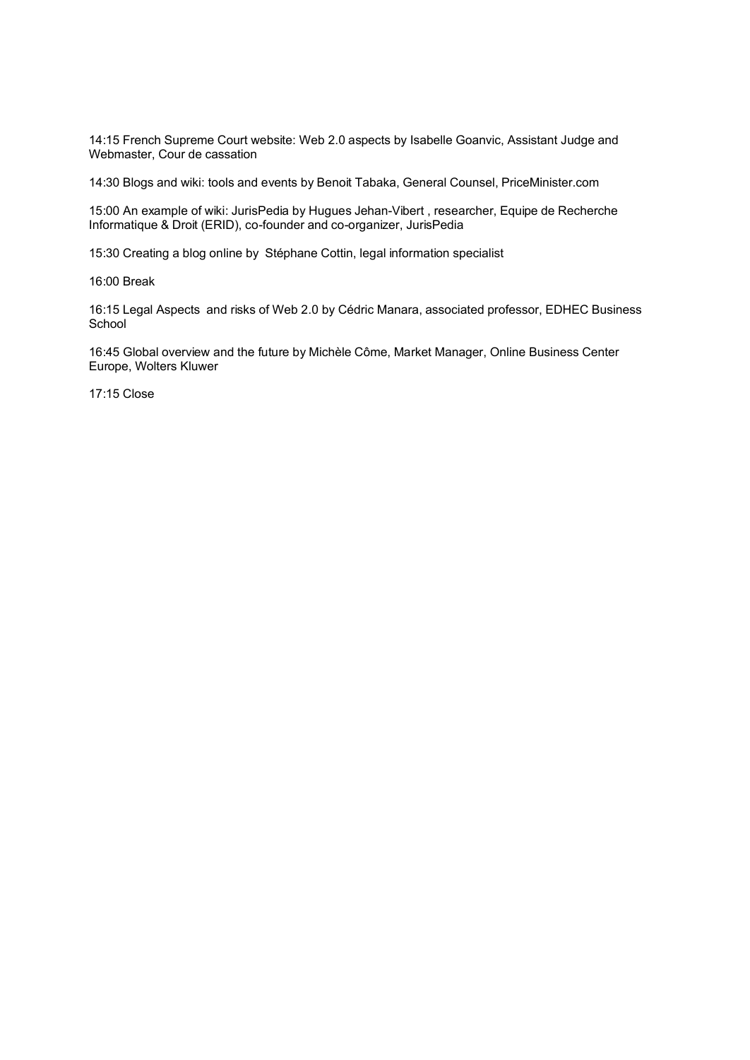14:15 French Supreme Court website: Web 2.0 aspects by Isabelle Goanvic, Assistant Judge and Webmaster, Cour de cassation

14:30 Blogs and wiki: tools and events by Benoit Tabaka, General Counsel, PriceMinister.com

15:00 An example of wiki: JurisPedia by Hugues Jehan-Vibert , researcher, Equipe de Recherche Informatique & Droit (ERID), co-founder and co-organizer, JurisPedia

15:30 Creating a blog online by Stéphane Cottin, legal information specialist

16:00 Break

16:15 Legal Aspects and risks of Web 2.0 by Cédric Manara, associated professor, EDHEC Business School

16:45 Global overview and the future by Michèle Côme, Market Manager, Online Business Center Europe, Wolters Kluwer

17:15 Close